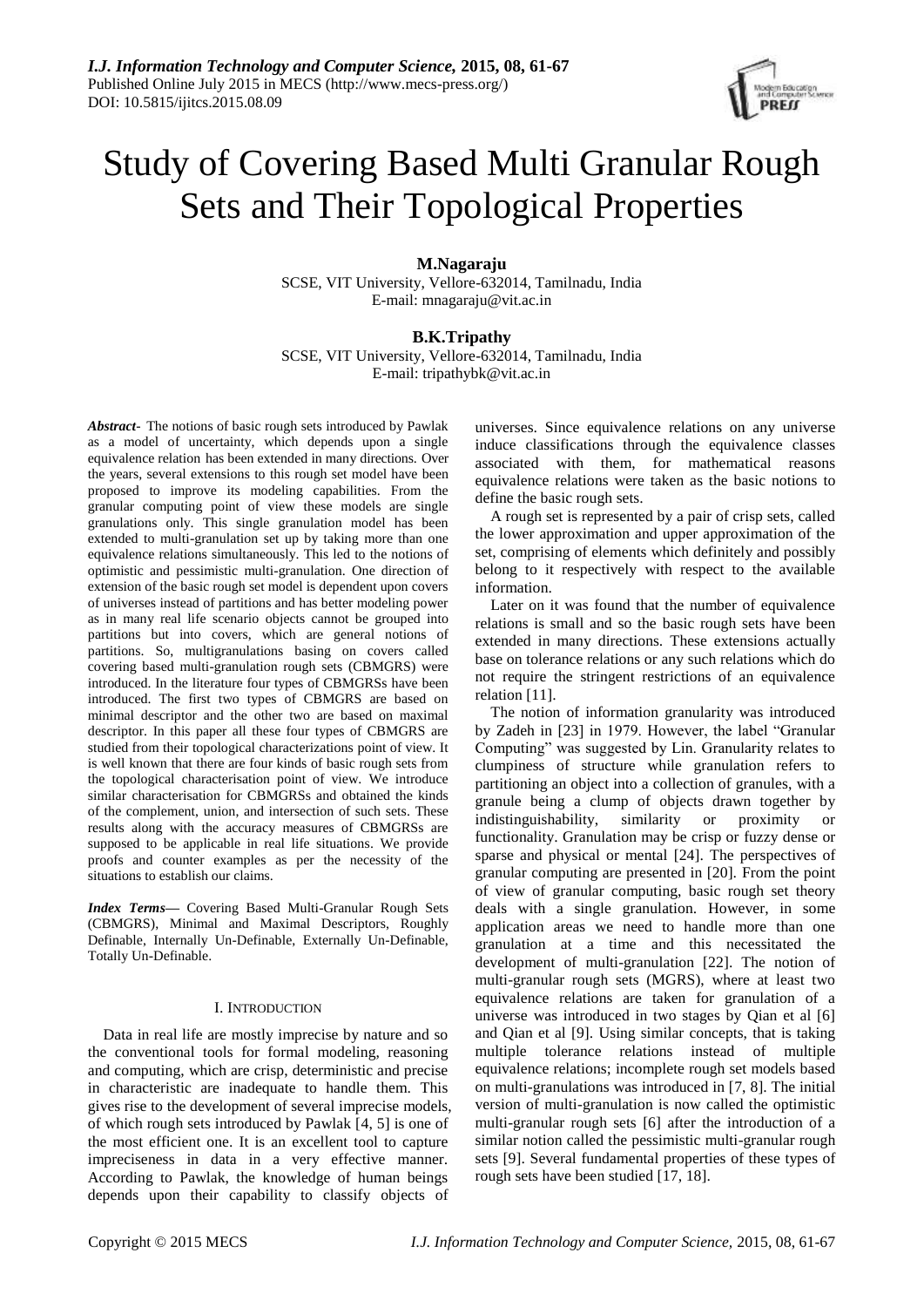# Study of Covering Based Multi Granular Rough Sets and Their Topological Properties

**M.Nagaraju**
SCSE, VIT University, Vellore-632014, Tamilnadu, India
E-mail: mnagaraju@vit.ac.in

**B.K.Tripathy**
SCSE, VIT University, Vellore-632014, Tamilnadu, India
E-mail: tripathybk@vit.ac.in

***Abstract*-** The notions of basic rough sets introduced by Pawlak as a model of uncertainty, which depends upon a single equivalence relation has been extended in many directions. Over the years, several extensions to this rough set model have been proposed to improve its modeling capabilities. From the granular computing point of view these models are single granulations only. This single granulation model has been extended to multi-granulation set up by taking more than one equivalence relations simultaneously. This led to the notions of optimistic and pessimistic multi-granulation. One direction of extension of the basic rough set model is dependent upon covers of universes instead of partitions and has better modeling power as in many real life scenario objects cannot be grouped into partitions but into covers, which are general notions of partitions. So, multigranulations basing on covers called covering based multi-granulation rough sets (CBMGRS) were introduced. In the literature four types of CBMGRSs have been introduced. The first two types of CBMGRS are based on minimal descriptor and the other two are based on maximal descriptor. In this paper all these four types of CBMGRS are studied from their topological characterizations point of view. It is well known that there are four kinds of basic rough sets from the topological characterisation point of view. We introduce similar characterisation for CBMGRSs and obtained the kinds of the complement, union, and intersection of such sets. These results along with the accuracy measures of CBMGRSs are supposed to be applicable in real life situations. We provide proofs and counter examples as per the necessity of the situations to establish our claims.

***Index Terms*—** Covering Based Multi-Granular Rough Sets (CBMGRS), Minimal and Maximal Descriptors, Roughly Definable, Internally Un-Definable, Externally Un-Definable, Totally Un-Definable.

## I. Introduction

Data in real life are mostly imprecise by nature and so the conventional tools for formal modeling, reasoning and computing, which are crisp, deterministic and precise in characteristic are inadequate to handle them. This gives rise to the development of several imprecise models, of which rough sets introduced by Pawlak [4, 5] is one of the most efficient one. It is an excellent tool to capture impreciseness in data in a very effective manner. According to Pawlak, the knowledge of human beings depends upon their capability to classify objects of universes. Since equivalence relations on any universe induce classifications through the equivalence classes associated with them, for mathematical reasons equivalence relations were taken as the basic notions to define the basic rough sets.

A rough set is represented by a pair of crisp sets, called the lower approximation and upper approximation of the set, comprising of elements which definitely and possibly belong to it respectively with respect to the available information.

Later on it was found that the number of equivalence relations is small and so the basic rough sets have been extended in many directions. These extensions actually base on tolerance relations or any such relations which do not require the stringent restrictions of an equivalence relation [11].

The notion of information granularity was introduced by Zadeh in [23] in 1979. However, the label "Granular Computing" was suggested by Lin. Granularity relates to clumpiness of structure while granulation refers to partitioning an object into a collection of granules, with a granule being a clump of objects drawn together by indistinguishability, similarity or proximity or functionality. Granulation may be crisp or fuzzy dense or sparse and physical or mental [24]. The perspectives of granular computing are presented in [20]. From the point of view of granular computing, basic rough set theory deals with a single granulation. However, in some application areas we need to handle more than one granulation at a time and this necessitated the development of multi-granulation [22]. The notion of multi-granular rough sets (MGRS), where at least two equivalence relations are taken for granulation of a universe was introduced in two stages by Qian et al [6] and Qian et al [9]. Using similar concepts, that is taking multiple tolerance relations instead of multiple equivalence relations; incomplete rough set models based on multi-granulations was introduced in [7, 8]. The initial version of multi-granulation is now called the optimistic multi-granular rough sets [6] after the introduction of a similar notion called the pessimistic multi-granular rough sets [9]. Several fundamental properties of these types of rough sets have been studied [17, 18].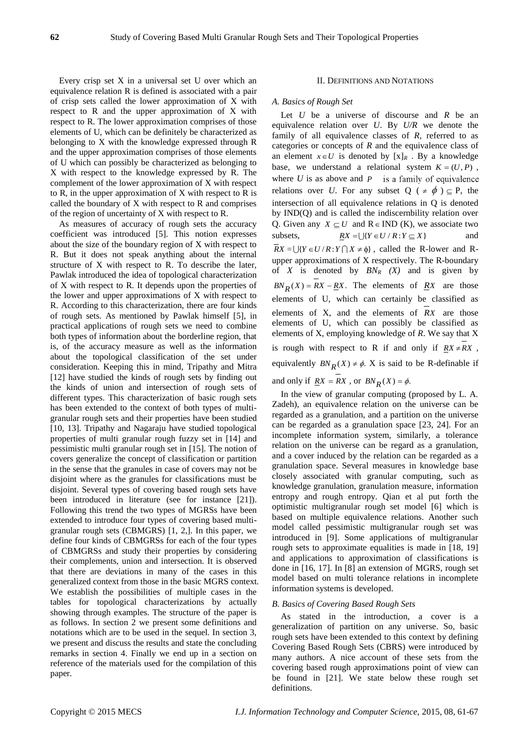Every crisp set X in a universal set U over which an equivalence relation R is defined is associated with a pair of crisp sets called the lower approximation of X with respect to R and the upper approximation of X with respect to R. The lower approximation comprises of those elements of U, which can be definitely be characterized as belonging to X with the knowledge expressed through R and the upper approximation comprises of those elements of U which can possibly be characterized as belonging to X with respect to the knowledge expressed by R. The complement of the lower approximation of X with respect to R, in the upper approximation of X with respect to R is called the boundary of X with respect to R and comprises of the region of uncertainty of X with respect to R.

As measures of accuracy of rough sets the accuracy coefficient was introduced [5]. This notion expresses about the size of the boundary region of X with respect to R. But it does not speak anything about the internal structure of X with respect to R. To describe the later, Pawlak introduced the idea of topological characterization of X with respect to R. It depends upon the properties of the lower and upper approximations of X with respect to R. According to this characterization, there are four kinds of rough sets. As mentioned by Pawlak himself [5], in practical applications of rough sets we need to combine both types of information about the borderline region, that is, of the accuracy measure as well as the information about the topological classification of the set under consideration. Keeping this in mind, Tripathy and Mitra [12] have studied the kinds of rough sets by finding out the kinds of union and intersection of rough sets of different types. This characterization of basic rough sets has been extended to the context of both types of multi-granular rough sets and their properties have been studied [10, 13]. Tripathy and Nagaraju have studied topological properties of multi granular rough fuzzy set in [14] and pessimistic multi granular rough set in [15]. The notion of covers generalize the concept of classification or partition in the sense that the granules in case of covers may not be disjoint where as the granules for classifications must be disjoint. Several types of covering based rough sets have been introduced in literature (see for instance [21]). Following this trend the two types of MGRSs have been extended to introduce four types of covering based multi-granular rough sets (CBMGRS) [1, 2,]. In this paper, we define four kinds of CBMGRSs for each of the four types of CBMGRSs and study their properties by considering their complements, union and intersection. It is observed that there are deviations in many of the cases in this generalized context from those in the basic MGRS context. We establish the possibilities of multiple cases in the tables for topological characterizations by actually showing through examples. The structure of the paper is as follows. In section 2 we present some definitions and notations which are to be used in the sequel. In section 3, we present and discuss the results and state the concluding remarks in section 4. Finally we end up in a section on reference of the materials used for the compilation of this paper.

## II. Definitions and Notations

### A. Basics of Rough Set

Let $U$ be a universe of discourse and $R$ be an equivalence relation over $U$. By $U/R$ we denote the family of all equivalence classes of $R$, referred to as categories or concepts of $R$ and the equivalence class of an element $x \in U$ is denoted by $[x]_R$. By a knowledge base, we understand a relational system $K = (U, P)$, where $U$ is as above and $P$ is a family of equivalence relations over $U$. For any subset Q ($\neq \phi$) $\subseteq$ P, the intersection of all equivalence relations in Q is denoted by IND(Q) and is called the indiscernbility relation over Q. Given any $X \subseteq U$ and $R \in$ IND (K), we associate two subsets, $\underline{R}X = \bigcup\{Y \in U/R : Y \subseteq X\}$ and $\overline{R}X = \bigcup\{Y \in U/R : Y \bigcap X \neq \phi\}$, called the R-lower and R-upper approximations of X respectively. The R-boundary of $X$ is denoted by $BN_R\ (X)$ and is given by $BN_R(X) = \overline{R}X - \underline{R}X$. The elements of $\underline{R}X$ are those elements of U, which can certainly be classified as elements of X, and the elements of $\overline{R}X$ are those elements of U, which can possibly be classified as elements of X, employing knowledge of $R$. We say that X is rough with respect to R if and only if $\underline{R}X \neq \overline{R}X$, equivalently $BN_R(X) \neq \phi$. X is said to be R-definable if and only if $\underline{R}X = \overline{R}X$, or $BN_R(X) = \phi$.

In the view of granular computing (proposed by L. A. Zadeh), an equivalence relation on the universe can be regarded as a granulation, and a partition on the universe can be regarded as a granulation space [23, 24]. For an incomplete information system, similarly, a tolerance relation on the universe can be regard as a granulation, and a cover induced by the relation can be regarded as a granulation space. Several measures in knowledge base closely associated with granular computing, such as knowledge granulation, granulation measure, information entropy and rough entropy. Qian et al put forth the optimistic multigranular rough set model [6] which is based on multiple equivalence relations. Another such model called pessimistic multigranular rough set was introduced in [9]. Some applications of multigranular rough sets to approximate equalities is made in [18, 19] and applications to approximation of classifications is done in [16, 17]. In [8] an extension of MGRS, rough set model based on multi tolerance relations in incomplete information systems is developed.

### B. Basics of Covering Based Rough Sets

As stated in the introduction, a cover is a generalization of partition on any universe. So, basic rough sets have been extended to this context by defining Covering Based Rough Sets (CBRS) were introduced by many authors. A nice account of these sets from the covering based rough approximations point of view can be found in [21]. We state below these rough set definitions.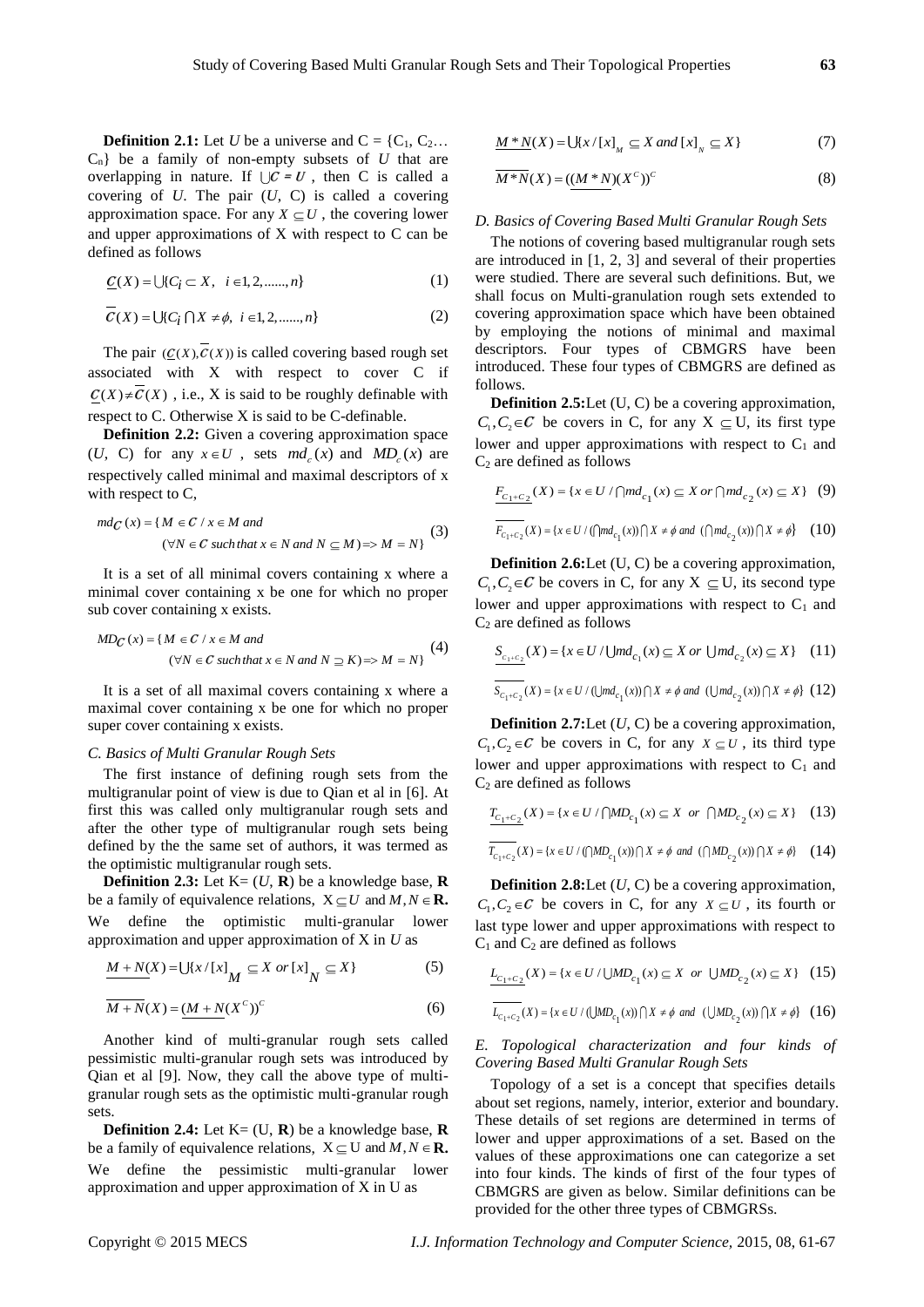**Definition 2.1:** Let $U$ be a universe and C = {$C_1$, $C_2$… $C_n$} be a family of non-empty subsets of $U$ that are overlapping in nature. If $\bigcup \mathcal{C} = U$ , then C is called a covering of $U$. The pair ($U$, C) is called a covering approximation space. For any $X \subseteq U$ , the covering lower and upper approximations of X with respect to C can be defined as follows

$$\underline{C}(X) = \bigcup\{C_i \subset X, \ \ i \in 1, 2, ......, n\} \tag{1}$$

$$\overline{C}(X) = \bigcup\{C_i \cap X \neq \phi, \ i \in 1, 2, ......, n\} \tag{2}$$

The pair $(\underline{C}(X), \overline{C}(X))$ is called covering based rough set associated with X with respect to cover C if $\underline{C}(X) \neq \overline{C}(X)$ , i.e., X is said to be roughly definable with respect to C. Otherwise X is said to be C-definable.

**Definition 2.2:** Given a covering approximation space ($U$, C) for any $x \in U$ , sets $md_c(x)$ and $MD_c(x)$ are respectively called minimal and maximal descriptors of x with respect to C,

$$md_{\mathcal{C}}(x) = \{ M \in \mathcal{C} \,/\, x \in M \text{ and } (\forall N \in \mathcal{C} \text{ such that } x \in N \text{ and } N \subseteq M) \Rightarrow M = N\} \tag{3}$$

It is a set of all minimal covers containing x where a minimal cover containing x be one for which no proper sub cover containing x exists.

$$MD_{\mathcal{C}}(x) = \{ M \in \mathcal{C} \,/\, x \in M \text{ and } (\forall N \in \mathcal{C} \text{ such that } x \in N \text{ and } N \supseteq K) \Rightarrow M = N\} \tag{4}$$

It is a set of all maximal covers containing x where a maximal cover containing x be one for which no proper super cover containing x exists.

### *C. Basics of Multi Granular Rough Sets*

The first instance of defining rough sets from the multigranular point of view is due to Qian et al in [6]. At first this was called only multigranular rough sets and after the other type of multigranular rough sets being defined by the the same set of authors, it was termed as the optimistic multigranular rough sets.

**Definition 2.3:** Let K= ($U$, **R**) be a knowledge base, **R** be a family of equivalence relations, $X \subseteq U$ and $M, N \in \mathbf{R}$. We define the optimistic multi-granular lower approximation and upper approximation of X in $U$ as

$$\underline{M+N}(X) = \bigcup\{x \,/\, [x]_M \subseteq X \text{ or } [x]_N \subseteq X\} \tag{5}$$

$$\overline{M+N}(X) = (\underline{M+N}(X^C))^C \tag{6}$$

Another kind of multi-granular rough sets called pessimistic multi-granular rough sets was introduced by Qian et al [9]. Now, they call the above type of multi-granular rough sets as the optimistic multi-granular rough sets.

**Definition 2.4:** Let K= (U, **R**) be a knowledge base, **R** be a family of equivalence relations, $X \subseteq U$ and $M, N \in \mathbf{R}$. We define the pessimistic multi-granular lower approximation and upper approximation of X in U as

$$\underline{M*N}(X) = \bigcup\{x \,/\, [x]_M \subseteq X \text{ and } [x]_N \subseteq X\} \tag{7}$$

$$\overline{M*N}(X) = ((\underline{M*N})(X^C))^C \tag{8}$$

### *D. Basics of Covering Based Multi Granular Rough Sets*

The notions of covering based multigranular rough sets are introduced in [1, 2, 3] and several of their properties were studied. There are several such definitions. But, we shall focus on Multi-granulation rough sets extended to covering approximation space which have been obtained by employing the notions of minimal and maximal descriptors. Four types of CBMGRS have been introduced. These four types of CBMGRS are defined as follows.

**Definition 2.5:** Let (U, C) be a covering approximation, $C_1, C_2 \in \mathcal{C}$ be covers in C, for any X $\subseteq$ U, its first type lower and upper approximations with respect to $C_1$ and $C_2$ are defined as follows

$$\underline{F_{C_1+C_2}}(X) = \{x \in U \,/ \bigcap md_{c_1}(x) \subseteq X \text{ or } \bigcap md_{c_2}(x) \subseteq X\} \tag{9}$$

$$\overline{F_{C_1+C_2}}(X) = \{x \in U \,/ (\bigcap md_{c_1}(x)) \cap X \neq \phi \text{ and } (\bigcap md_{c_2}(x)) \cap X \neq \phi\} \tag{10}$$

**Definition 2.6:** Let (U, C) be a covering approximation, $C_1, C_2 \in \mathcal{C}$ be covers in C, for any X $\subseteq$ U, its second type lower and upper approximations with respect to $C_1$ and $C_2$ are defined as follows

$$\underline{S_{C_1+C_2}}(X) = \{x \in U \,/ \bigcup md_{c_1}(x) \subseteq X \text{ or } \bigcup md_{c_2}(x) \subseteq X\} \tag{11}$$

$$\overline{S_{C_1+C_2}}(X) = \{x \in U \,/ (\bigcup md_{c_1}(x)) \cap X \neq \phi \text{ and } (\bigcup md_{c_2}(x)) \cap X \neq \phi\} \tag{12}$$

**Definition 2.7:** Let ($U$, C) be a covering approximation, $C_1, C_2 \in \mathcal{C}$ be covers in C, for any $X \subseteq U$ , its third type lower and upper approximations with respect to $C_1$ and $C_2$ are defined as follows

$$\underline{T_{C_1+C_2}}(X) = \{x \in U \,/ \bigcap MD_{c_1}(x) \subseteq X \ \text{ or } \ \bigcap MD_{c_2}(x) \subseteq X\} \tag{13}$$

$$\overline{T_{C_1+C_2}}(X) = \{x \in U \,/ (\bigcap MD_{c_1}(x)) \cap X \neq \phi \text{ and } (\bigcap MD_{c_2}(x)) \cap X \neq \phi\} \tag{14}$$

**Definition 2.8:** Let ($U$, C) be a covering approximation, $C_1, C_2 \in \mathcal{C}$ be covers in C, for any $X \subseteq U$ , its fourth or last type lower and upper approximations with respect to $C_1$ and $C_2$ are defined as follows

$$\underline{L_{C_1+C_2}}(X) = \{x \in U \,/ \bigcup MD_{c_1}(x) \subseteq X \ \text{ or } \ \bigcup MD_{c_2}(x) \subseteq X\} \tag{15}$$

$$\overline{L_{C_1+C_2}}(X) = \{x \in U \,/ (\bigcup MD_{c_1}(x)) \cap X \neq \phi \text{ and } (\bigcup MD_{c_2}(x)) \cap X \neq \phi\} \tag{16}$$

### *E. Topological characterization and four kinds of Covering Based Multi Granular Rough Sets*

Topology of a set is a concept that specifies details about set regions, namely, interior, exterior and boundary. These details of set regions are determined in terms of lower and upper approximations of a set. Based on the values of these approximations one can categorize a set into four kinds. The kinds of first of the four types of CBMGRS are given as below. Similar definitions can be provided for the other three types of CBMGRSs.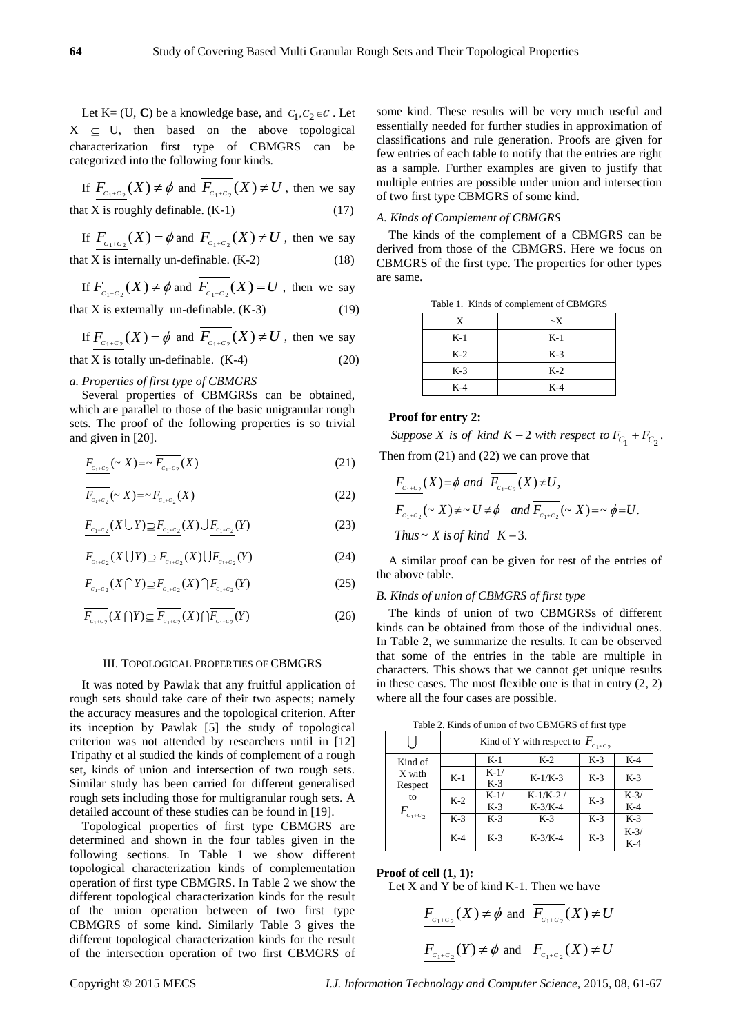Let K= (U, **C**) be a knowledge base, and $C_1, C_2 \in \mathcal{C}$ . Let X $\subseteq$ U, then based on the above topological characterization first type of CBMGRS can be categorized into the following four kinds.

If $\underline{F_{C_1+C_2}}(X) \neq \phi$ and $\overline{F_{C_1+C_2}}(X) \neq U$ , then we say that X is roughly definable. (K-1) (17)

If $\underline{F_{C_1+C_2}}(X) = \phi$ and $\overline{F_{C_1+C_2}}(X) \neq U$ , then we say that X is internally un-definable. (K-2) (18)

If $\underline{F_{C_1+C_2}}(X) \neq \phi$ and $\overline{F_{C_1+C_2}}(X) = U$ , then we say that X is externally un-definable. (K-3) (19)

If $\underline{F_{C_1+C_2}}(X) = \phi$ and $\overline{F_{C_1+C_2}}(X) \neq U$ , then we say that X is totally un-definable. (K-4) (20)

*a. Properties of first type of CBMGRS*

Several properties of CBMGRSs can be obtained, which are parallel to those of the basic unigranular rough sets. The proof of the following properties is so trivial and given in [20].

$$\underline{F_{C_1+C_2}}(\sim X) = \sim \overline{F_{C_1+C_2}}(X) \tag{21}$$

$$\overline{F_{C_1+C_2}}(\sim X) = \sim \underline{F_{C_1+C_2}}(X) \tag{22}$$

$$\underline{F_{C_1+C_2}}(X \cup Y) \supseteq \underline{F_{C_1+C_2}}(X) \cup \underline{F_{C_1+C_2}}(Y) \tag{23}$$

$$\overline{F_{C_1+C_2}}(X \cup Y) \supseteq \overline{F_{C_1+C_2}}(X) \cup \overline{F_{C_1+C_2}}(Y) \tag{24}$$

$$\underline{F_{C_1+C_2}}(X \cap Y) \supseteq \underline{F_{C_1+C_2}}(X) \cap \underline{F_{C_1+C_2}}(Y) \tag{25}$$

$$\overline{F_{C_1+C_2}}(X \cap Y) \subseteq \overline{F_{C_1+C_2}}(X) \cap \overline{F_{C_1+C_2}}(Y) \tag{26}$$

## III. Topological Properties of CBMGRS

It was noted by Pawlak that any fruitful application of rough sets should take care of their two aspects; namely the accuracy measures and the topological criterion. After its inception by Pawlak [5] the study of topological criterion was not attended by researchers until in [12] Tripathy et al studied the kinds of complement of a rough set, kinds of union and intersection of two rough sets. Similar study has been carried for different generalised rough sets including those for multigranular rough sets. A detailed account of these studies can be found in [19].

Topological properties of first type CBMGRS are determined and shown in the four tables given in the following sections. In Table 1 we show different topological characterization kinds of complementation operation of first type CBMGRS. In Table 2 we show the different topological characterization kinds for the result of the union operation between of two first type CBMGRS of some kind. Similarly Table 3 gives the different topological characterization kinds for the result of the intersection operation of two first CBMGRS of some kind. These results will be very much useful and essentially needed for further studies in approximation of classifications and rule generation. Proofs are given for few entries of each table to notify that the entries are right as a sample. Further examples are given to justify that multiple entries are possible under union and intersection of two first type CBMGRS of some kind.

*A. Kinds of Complement of CBMGRS*

The kinds of the complement of a CBMGRS can be derived from those of the CBMGRS. Here we focus on CBMGRS of the first type. The properties for other types are same.

Table 1. Kinds of complement of CBMGRS

| X | ~X |
|---|---|
| K-1 | K-1 |
| K-2 | K-3 |
| K-3 | K-2 |
| K-4 | K-4 |

**Proof for entry 2:**

*Suppose X is of kind* $K-2$ *with respect to* $F_{C_1} + F_{C_2}$.

Then from (21) and (22) we can prove that

$$\underline{F_{C_1+C_2}}(X) = \phi \text{ and } \overline{F_{C_1+C_2}}(X) \neq U,$$

$$\underline{F_{C_1+C_2}}(\sim X) \neq \sim U \neq \phi \quad \text{and } \overline{F_{C_1+C_2}}(\sim X) = \sim \phi = U.$$

$$\text{Thus} \sim X \text{ is of kind } K-3.$$

A similar proof can be given for rest of the entries of the above table.

*B. Kinds of union of CBMGRS of first type*

The kinds of union of two CBMGRSs of different kinds can be obtained from those of the individual ones. In Table 2, we summarize the results. It can be observed that some of the entries in the table are multiple in characters. This shows that we cannot get unique results in these cases. The most flexible one is that in entry (2, 2) where all the four cases are possible.

Table 2. Kinds of union of two CBMGRS of first type

| $\cup$ | | Kind of Y with respect to $F_{C_1+C_2}$ | | | |
|---|---|---|---|---|---|
| Kind of X with Respect to $F_{C_1+C_2}$ | | K-1 | K-2 | K-3 | K-4 |
| | K-1 | K-1/ K-3 | K-1/K-3 | K-3 | K-3 |
| | K-2 | K-1/ K-3 | K-1/K-2 / K-3/K-4 | K-3 | K-3/ K-4 |
| | K-3 | K-3 | K-3 | K-3 | K-3 |
| | K-4 | K-3 | K-3/K-4 | K-3 | K-3/ K-4 |

**Proof of cell (1, 1):**

Let X and Y be of kind K-1. Then we have

$$\underline{F_{C_1+C_2}}(X) \neq \phi \text{ and } \overline{F_{C_1+C_2}}(X) \neq U$$

$$\underline{F_{C_1+C_2}}(Y) \neq \phi \text{ and } \overline{F_{C_1+C_2}}(X) \neq U$$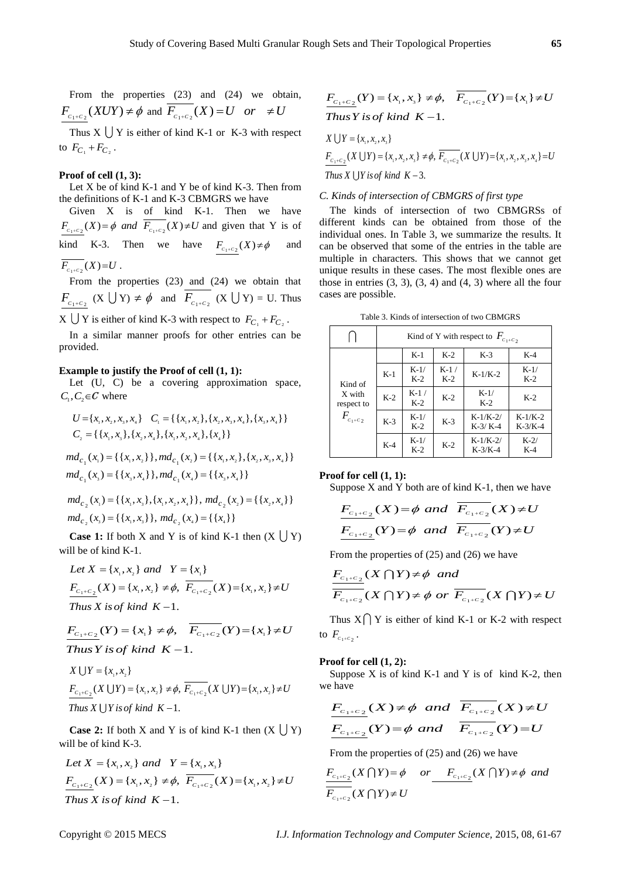From the properties (23) and (24) we obtain, $\underline{F_{C_1+C_2}}(XUY) \neq \phi$ and $\overline{F_{C_1+C_2}}(X) = U \quad or \quad \neq U$

Thus X $\bigcup$ Y is either of kind K-1 or K-3 with respect to $F_{C_1} + F_{C_2}$.

**Proof of cell (1, 3):**

Let X be of kind K-1 and Y be of kind K-3. Then from the definitions of K-1 and K-3 CBMGRS we have

Given X is of kind K-1. Then we have $\underline{F_{C_1+C_2}}(X) = \phi$ *and* $\overline{F_{C_1+C_2}}(X) \neq U$ and given that Y is of kind K-3. Then we have $\underline{F_{C_1+C_2}}(X) \neq \phi$ and $\overline{F_{C_1+C_2}}(X) = U$.

From the properties (23) and (24) we obtain that $\underline{F_{C_1+C_2}}$ (X $\bigcup$ Y) $\neq \phi$ and $\overline{F_{C_1+C_2}}$ (X $\bigcup$ Y) = U. Thus X $\bigcup$ Y is either of kind K-3 with respect to $F_{C_1} + F_{C_2}$.

In a similar manner proofs for other entries can be provided.

**Example to justify the Proof of cell (1, 1):**

Let (U, C) be a covering approximation space, $C_1, C_2 \in \mathcal{C}$ where

$$U = \{x_1, x_2, x_3, x_4\} \quad C_1 = \{\{x_1, x_2\}, \{x_2, x_3, x_4\}, \{x_3, x_4\}\}$$
$$C_2 = \{\{x_1, x_3\}, \{x_2, x_4\}, \{x_1, x_2, x_4\}, \{x_4\}\}$$

$$md_{C_1}(x_1) = \{\{x_1, x_2\}\}, md_{C_1}(x_2) = \{\{x_1, x_2\}, \{x_2, x_3, x_4\}\}$$
$$md_{C_1}(x_3) = \{\{x_3, x_4\}\}, md_{C_1}(x_4) = \{\{x_3, x_4\}\}$$

$$md_{C_2}(x_1) = \{\{x_1, x_3\}, \{x_1, x_2, x_4\}\}, \; md_{C_2}(x_2) = \{\{x_2, x_4\}\}$$
$$md_{C_2}(x_3) = \{\{x_1, x_3\}\}, \; md_{C_2}(x_4) = \{\{x_4\}\}$$

**Case 1:** If both X and Y is of kind K-1 then (X $\bigcup$ Y) will be of kind K-1.

*Let* $X = \{x_1, x_2\}$ *and* $Y = \{x_1\}$

$$\underline{F_{C_1+C_2}}(X) = \{x_1, x_2\} \neq \phi, \; \overline{F_{C_1+C_2}}(X) = \{x_1, x_2\} \neq U$$

*Thus X is of kind K − 1.*

$$\underline{F_{C_1+C_2}}(Y) = \{x_1\} \neq \phi, \quad \overline{F_{C_1+C_2}}(Y) = \{x_1\} \neq U$$

*Thus Y is of kind K − 1.*

$$X \bigcup Y = \{x_1, x_2\}$$
$$\underline{F_{C_1+C_2}}(X \bigcup Y) = \{x_1, x_2\} \neq \phi, \; \overline{F_{C_1+C_2}}(X \bigcup Y) = \{x_1, x_2\} \neq U$$

*Thus X ⋃ Y is of kind K − 1.*

**Case 2:** If both X and Y is of kind K-1 then (X $\bigcup$ Y) will be of kind K-3.

*Let* $X = \{x_1, x_2\}$ *and* $Y = \{x_1, x_3\}$

$$\underline{F_{C_1+C_2}}(X) = \{x_1, x_2\} \neq \phi, \; \overline{F_{C_1+C_2}}(X) = \{x_1, x_2\} \neq U$$

*Thus X is of kind K − 1.*

$$\underline{F_{C_1+C_2}}(Y) = \{x_1, x_3\} \neq \phi, \quad \overline{F_{C_1+C_2}}(Y) = \{x_1\} \neq U$$

*Thus Y is of kind K − 1.*

$$X \bigcup Y = \{x_1, x_2, x_3\}$$
$$\underline{F_{C_1+C_2}}(X \bigcup Y) = \{x_1, x_2, x_3\} \neq \phi, \; \overline{F_{C_1+C_2}}(X \bigcup Y) = \{x_1, x_2, x_3, x_4\} = U$$

*Thus X ⋃ Y is of kind K − 3.*

### C. Kinds of intersection of CBMGRS of first type

The kinds of intersection of two CBMGRSs of different kinds can be obtained from those of the individual ones. In Table 3, we summarize the results. It can be observed that some of the entries in the table are multiple in characters. This shows that we cannot get unique results in these cases. The most flexible ones are those in entries (3, 3), (3, 4) and (4, 3) where all the four cases are possible.

Table 3. Kinds of intersection of two CBMGRS

| $\bigcap$ | | Kind of Y with respect to $F_{C_1+C_2}$ | | | |
|---|---|---|---|---|---|
| | | K-1 | K-2 | K-3 | K-4 |
| Kind of X with respect to $F_{C_1+C_2}$ | K-1 | K-1/ K-2 | K-1 / K-2 | K-1/K-2 | K-1/ K-2 |
| | K-2 | K-1 / K-2 | K-2 | K-1/ K-2 | K-2 |
| | K-3 | K-1/ K-2 | K-3 | K-1/K-2/ K-3/ K-4 | K-1/K-2 K-3/K-4 |
| | K-4 | K-1/ K-2 | K-2 | K-1/K-2/ K-3/K-4 | K-2/ K-4 |

**Proof for cell (1, 1):**

Suppose X and Y both are of kind K-1, then we have

$$\underline{F_{C_1+C_2}}(X) = \phi \;\; and \;\; \overline{F_{C_1+C_2}}(X) \neq U$$
$$\underline{F_{C_1+C_2}}(Y) = \phi \;\; and \;\; \overline{F_{C_1+C_2}}(Y) \neq U$$

From the properties of (25) and (26) we have

$$\underline{F_{C_1+C_2}}(X \bigcap Y) \neq \phi \;\; and$$
$$\overline{F_{C_1+C_2}}(X \bigcap Y) \neq \phi \; or \; \overline{F_{C_1+C_2}}(X \bigcap Y) \neq U$$

Thus X$\bigcap$ Y is either of kind K-1 or K-2 with respect to $F_{C_1+C_2}$.

**Proof for cell (1, 2):**

Suppose X is of kind K-1 and Y is of kind K-2, then we have

$$\underline{F_{C_1+C_2}}(X) \neq \phi \;\; and \;\; \overline{F_{C_1+C_2}}(X) \neq U$$
$$\underline{F_{C_1+C_2}}(Y) = \phi \;\; and \;\; \overline{F_{C_1+C_2}}(Y) = U$$

From the properties of (25) and (26) we have

$$\underline{F_{C_1+C_2}}(X \bigcap Y) = \phi \quad or \quad \underline{F_{C_1+C_2}}(X \bigcap Y) \neq \phi \;\; and$$
$$\overline{F_{C_1+C_2}}(X \bigcap Y) \neq U$$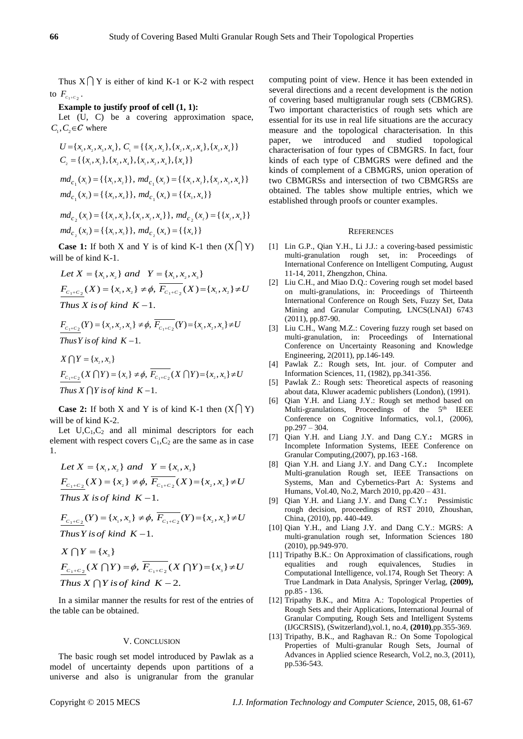Thus $X \cap Y$ is either of kind K-1 or K-2 with respect to $F_{C_1+C_2}$.

**Example to justify proof of cell (1, 1):**

Let (U, C) be a covering approximation space, $C_1, C_2 \in \mathcal{C}$ where

$$U = \{x_1, x_2, x_3, x_4\},\ C_1 = \{\{x_1, x_2\}, \{x_2, x_3, x_4\}, \{x_3, x_4\}\}$$
$$C_2 = \{\{x_1, x_3\}, \{x_2, x_4\}, \{x_1, x_2, x_4\}, \{x_4\}\}$$

$$md_{C_1}(x_1) = \{\{x_1, x_2\}\},\ md_{C_1}(x_2) = \{\{x_1, x_2\}, \{x_2, x_3, x_4\}\}$$
$$md_{C_1}(x_3) = \{\{x_3, x_4\}\},\ md_{C_1}(x_4) = \{\{x_3, x_4\}\}$$

$$md_{C_2}(x_1) = \{\{x_1, x_3\}, \{x_1, x_2, x_4\}\},\ md_{C_2}(x_2) = \{\{x_2, x_4\}\}$$
$$md_{C_2}(x_3) = \{\{x_1, x_3\}\},\ md_{C_2}(x_4) = \{\{x_4\}\}$$

**Case 1:** If both X and Y is of kind K-1 then $(X \cap Y)$ will be of kind K-1.

$$Let\ X = \{x_1, x_2\}\ and\ \ Y = \{x_1, x_2, x_3\}$$
$$\underline{F_{C_1+C_2}}(X) = \{x_1, x_2\} \neq \phi,\ \overline{F_{C_1+C_2}}(X) = \{x_1, x_2\} \neq U$$
$$Thus\ X\ is\ of\ kind\ K-1.$$

$$\underline{F_{C_1+C_2}}(Y) = \{x_1, x_2, x_3\} \neq \phi,\ \overline{F_{C_1+C_2}}(Y) = \{x_1, x_2, x_3\} \neq U$$
$$Thus\ Y\ is\ of\ kind\ K-1.$$

$$X \cap Y = \{x_2, x_3\}$$
$$\underline{F_{C_1+C_2}}(X \cap Y) = \{x_3\} \neq \phi,\ \overline{F_{C_1+C_2}}(X \cap Y) = \{x_2, x_3\} \neq U$$
$$Thus\ X \cap Y\ is\ of\ kind\ K-1.$$

**Case 2:** If both X and Y is of kind K-1 then $(X \cap Y)$ will be of kind K-2.

Let $U, C_1, C_2$ and all minimal descriptors for each element with respect covers $C_1, C_2$ are the same as in case 1.

$$Let\ X = \{x_1, x_2\}\ and\ \ Y = \{x_1, x_3\}$$
$$\underline{F_{C_1+C_2}}(X) = \{x_2\} \neq \phi,\ \overline{F_{C_1+C_2}}(X) = \{x_2, x_3\} \neq U$$
$$Thus\ X\ is\ of\ kind\ K-1.$$

$$\underline{F_{C_1+C_2}}(Y) = \{x_1, x_3\} \neq \phi,\ \overline{F_{C_1+C_2}}(Y) = \{x_2, x_3\} \neq U$$
$$Thus\ Y\ is\ of\ kind\ K-1.$$

$$X \cap Y = \{x_3\}$$
$$\underline{F_{C_1+C_2}}(X \cap Y) = \phi,\ \overline{F_{C_1+C_2}}(X \cap Y) = \{x_3\} \neq U$$
$$Thus\ X \cap Y\ is\ of\ kind\ K-2.$$

In a similar manner the results for rest of the entries of the table can be obtained.

## V. Conclusion

The basic rough set model introduced by Pawlak as a model of uncertainty depends upon partitions of a universe and also is unigranular from the granular computing point of view. Hence it has been extended in several directions and a recent development is the notion of covering based multigranular rough sets (CBMGRS). Two important characteristics of rough sets which are essential for its use in real life situations are the accuracy measure and the topological characterisation. In this paper, we introduced and studied topological characterisation of four types of CBMGRS. In fact, four kinds of each type of CBMGRS were defined and the kinds of complement of a CBMGRS, union operation of two CBMGRSs and intersection of two CBMGRSs are obtained. The tables show multiple entries, which we established through proofs or counter examples.

## References

[1] Lin G.P., Qian Y.H., Li J.J.: a covering-based pessimistic multi-granulation rough set, in: Proceedings of International Conference on Intelligent Computing, August 11-14, 2011, Zhengzhon, China.

[2] Liu C.H., and Miao D.Q.: Covering rough set model based on multi-granulations, in: Proceedings of Thirteenth International Conference on Rough Sets, Fuzzy Set, Data Mining and Granular Computing, LNCS(LNAI) 6743 (2011), pp.87-90.

[3] Liu C.H., Wang M.Z.: Covering fuzzy rough set based on multi-granulation, in: Proceedings of International Conference on Uncertainty Reasoning and Knowledge Engineering, 2(2011), pp.146-149.

[4] Pawlak Z.: Rough sets, Int. jour. of Computer and Information Sciences, 11, (1982), pp.341-356.

[5] Pawlak Z.: Rough sets: Theoretical aspects of reasoning about data, Kluwer academic publishers (London), (1991).

[6] Qian Y.H. and Liang J.Y.: Rough set method based on Multi-granulations, Proceedings of the 5th IEEE Conference on Cognitive Informatics, vol.1, (2006), pp.297 – 304.

[7] Qian Y.H. and Liang J.Y. and Dang C.Y.**:** MGRS in Incomplete Information Systems, IEEE Conference on Granular Computing,(2007), pp.163 -168.

[8] Qian Y.H. and Liang J.Y. and Dang C.Y.**:** Incomplete Multi-granulation Rough set, IEEE Transactions on Systems, Man and Cybernetics-Part A: Systems and Humans, Vol.40, No.2, March 2010, pp.420 – 431.

[9] Qian Y.H. and Liang J.Y. and Dang C.Y.**:** Pessimistic rough decision, proceedings of RST 2010, Zhoushan, China, (2010), pp. 440-449.

[10] Qian Y.H., and Liang J.Y. and Dang C.Y.: MGRS: A multi-granulation rough set, Information Sciences 180 (2010), pp.949-970.

[11] Tripathy B.K.: On Approximation of classifications, rough equalities and rough equivalences, Studies in Computational Intelligence, vol.174, Rough Set Theory: A True Landmark in Data Analysis, Springer Verlag, **(2009),** pp.85 - 136.

[12] Tripathy B.K., and Mitra A.: Topological Properties of Rough Sets and their Applications, International Journal of Granular Computing, Rough Sets and Intelligent Systems (IJGCRSIS), (Switzerland),vol.1, no.4, **(2010)**,pp.355-369.

[13] Tripathy, B.K., and Raghavan R.: On Some Topological Properties of Multi-granular Rough Sets, Journal of Advances in Applied science Research, Vol.2, no.3, (2011), pp.536-543.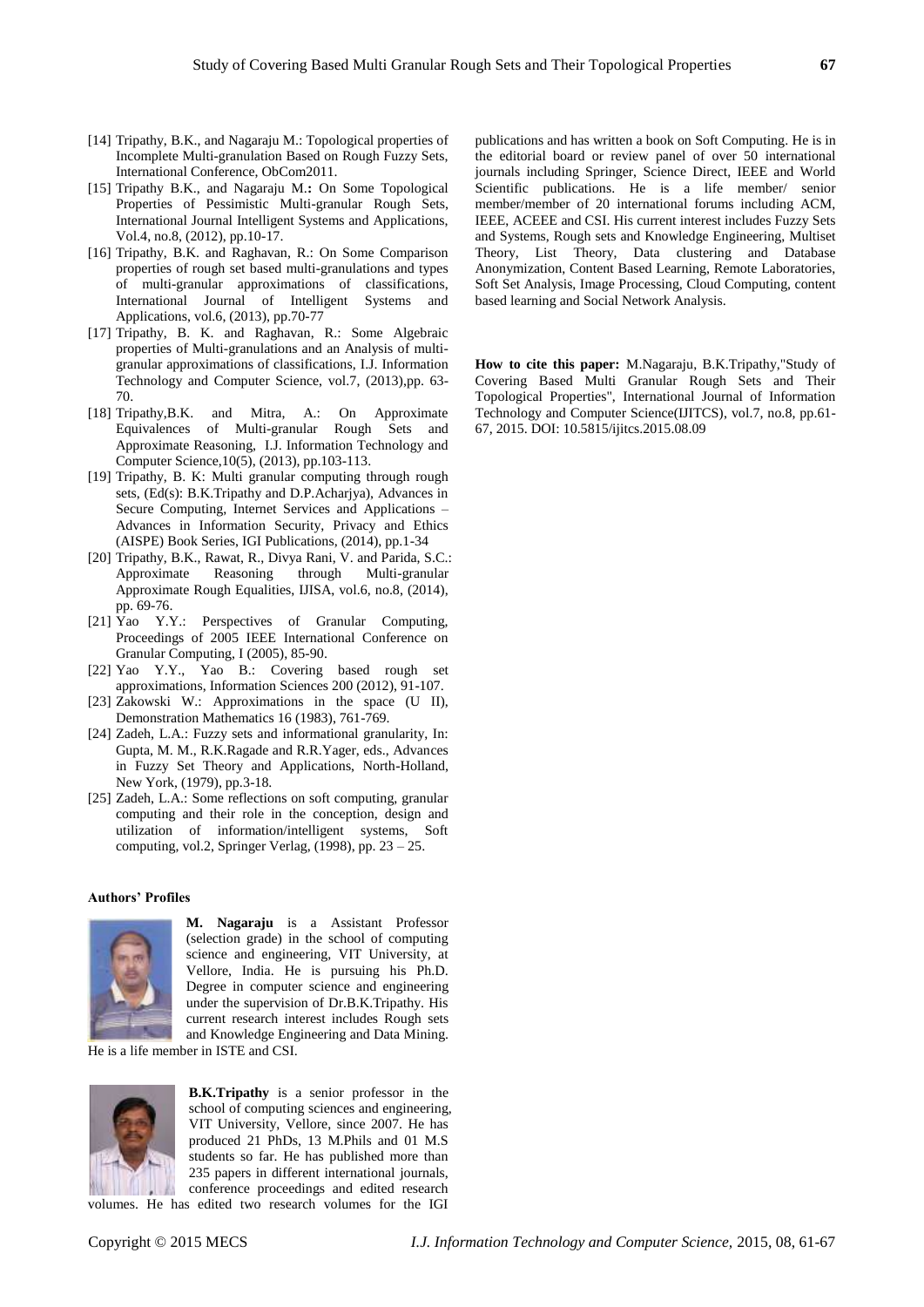[14] Tripathy, B.K., and Nagaraju M.: Topological properties of Incomplete Multi-granulation Based on Rough Fuzzy Sets, International Conference, ObCom2011.

[15] Tripathy B.K., and Nagaraju M.**:** On Some Topological Properties of Pessimistic Multi-granular Rough Sets, International Journal Intelligent Systems and Applications, Vol.4, no.8, (2012), pp.10-17.

[16] Tripathy, B.K. and Raghavan, R.: On Some Comparison properties of rough set based multi-granulations and types of multi-granular approximations of classifications, International Journal of Intelligent Systems and Applications, vol.6, (2013), pp.70-77

[17] Tripathy, B. K. and Raghavan, R.: Some Algebraic properties of Multi-granulations and an Analysis of multi-granular approximations of classifications, I.J. Information Technology and Computer Science, vol.7, (2013),pp. 63-70.

[18] Tripathy,B.K. and Mitra, A.: On Approximate Equivalences of Multi-granular Rough Sets and Approximate Reasoning, I.J. Information Technology and Computer Science,10(5), (2013), pp.103-113.

[19] Tripathy, B. K: Multi granular computing through rough sets, (Ed(s): B.K.Tripathy and D.P.Acharjya), Advances in Secure Computing, Internet Services and Applications – Advances in Information Security, Privacy and Ethics (AISPE) Book Series, IGI Publications, (2014), pp.1-34

[20] Tripathy, B.K., Rawat, R., Divya Rani, V. and Parida, S.C.: Approximate Reasoning through Multi-granular Approximate Rough Equalities, IJISA, vol.6, no.8, (2014), pp. 69-76.

[21] Yao Y.Y.: Perspectives of Granular Computing, Proceedings of 2005 IEEE International Conference on Granular Computing, I (2005), 85-90.

[22] Yao Y.Y., Yao B.: Covering based rough set approximations, Information Sciences 200 (2012), 91-107.

[23] Zakowski W.: Approximations in the space (U Π), Demonstration Mathematics 16 (1983), 761-769.

[24] Zadeh, L.A.: Fuzzy sets and informational granularity, In: Gupta, M. M., R.K.Ragade and R.R.Yager, eds., Advances in Fuzzy Set Theory and Applications, North-Holland, New York, (1979), pp.3-18.

[25] Zadeh, L.A.: Some reflections on soft computing, granular computing and their role in the conception, design and utilization of information/intelligent systems, Soft computing, vol.2, Springer Verlag, (1998), pp. 23 – 25.

#### Authors' Profiles

**M. Nagaraju** is a Assistant Professor (selection grade) in the school of computing science and engineering, VIT University, at Vellore, India. He is pursuing his Ph.D. Degree in computer science and engineering under the supervision of Dr.B.K.Tripathy. His current research interest includes Rough sets and Knowledge Engineering and Data Mining. He is a life member in ISTE and CSI.

**B.K.Tripathy** is a senior professor in the school of computing sciences and engineering, VIT University, Vellore, since 2007. He has produced 21 PhDs, 13 M.Phils and 01 M.S students so far. He has published more than 235 papers in different international journals, conference proceedings and edited research volumes. He has edited two research volumes for the IGI publications and has written a book on Soft Computing. He is in the editorial board or review panel of over 50 international journals including Springer, Science Direct, IEEE and World Scientific publications. He is a life member/ senior member/member of 20 international forums including ACM, IEEE, ACEEE and CSI. His current interest includes Fuzzy Sets and Systems, Rough sets and Knowledge Engineering, Multiset Theory, List Theory, Data clustering and Database Anonymization, Content Based Learning, Remote Laboratories, Soft Set Analysis, Image Processing, Cloud Computing, content based learning and Social Network Analysis.

**How to cite this paper:** M.Nagaraju, B.K.Tripathy,"Study of Covering Based Multi Granular Rough Sets and Their Topological Properties", International Journal of Information Technology and Computer Science(IJITCS), vol.7, no.8, pp.61-67, 2015. DOI: 10.5815/ijitcs.2015.08.09